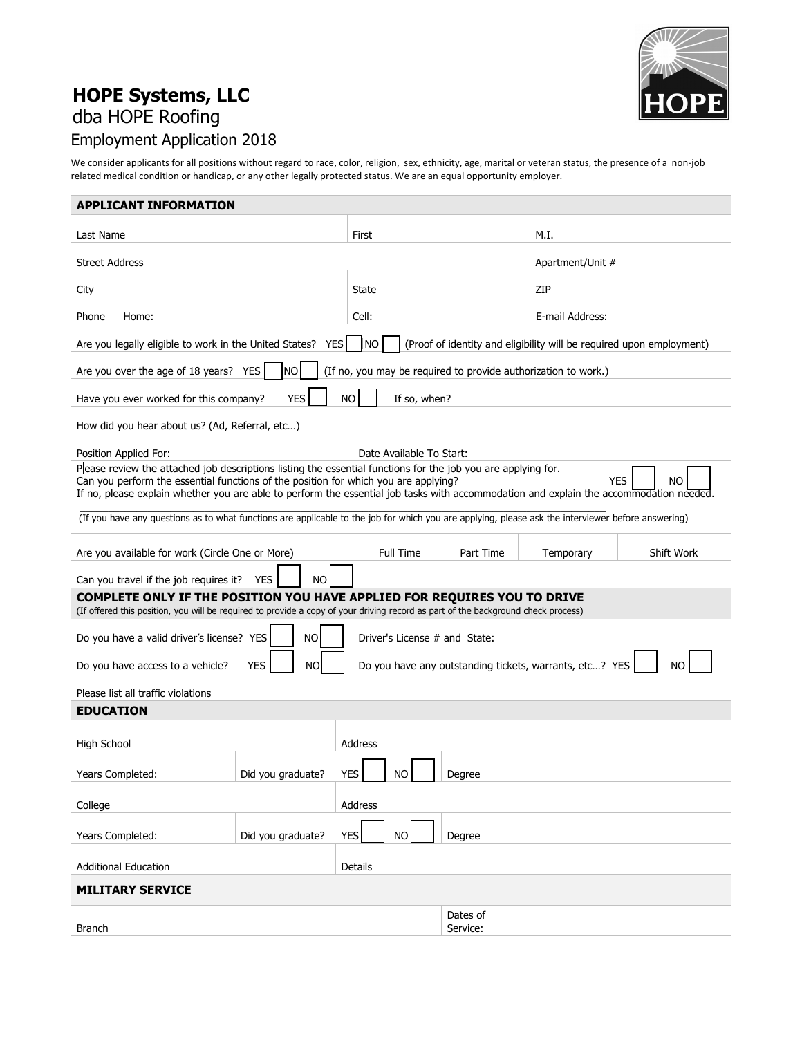# HOPE Systems, LLC

dba HOPE Roofing

Employment Application 2018

We consider applicants for all positions without regard to race, color, religion, sex, ethnicity, age, marital or veteran status, the presence of a non-job related medical condition or handicap, or any other legally protected status. We are an equal opportunity employer.

## APPLICANT INFORMATION

| | | |
|---|---|---|
| Last Name | First | M.I. |
| Street Address | | Apartment/Unit # |
| City | State | ZIP |
| Phone Home: | Cell: | E-mail Address: |

Are you legally eligible to work in the United States? YES ☐ NO ☐ (Proof of identity and eligibility will be required upon employment)

Are you over the age of 18 years? YES ☐ NO ☐ (If no, you may be required to provide authorization to work.)

Have you ever worked for this company? YES ☐ NO ☐ If so, when?

How did you hear about us? (Ad, Referral, etc…)

| | |
|---|---|
| Position Applied For: | Date Available To Start: |

Please review the attached job descriptions listing the essential functions for the job you are applying for.
Can you perform the essential functions of the position for which you are applying? YES ☐ NO ☐
If no, please explain whether you are able to perform the essential job tasks with accommodation and explain the accommodation needed.

\_\_\_\_\_\_\_\_\_\_\_\_\_\_\_\_\_\_\_\_\_\_\_\_\_\_\_\_\_\_\_\_\_\_\_\_\_\_\_\_\_\_\_\_\_\_\_\_\_\_\_\_\_\_\_\_\_\_\_\_\_\_\_\_\_\_\_\_\_\_\_\_\_\_\_\_\_\_

(If you have any questions as to what functions are applicable to the job for which you are applying, please ask the interviewer before answering)

| Are you available for work (Circle One or More) | Full Time | Part Time | Temporary | Shift Work |
|---|---|---|---|---|

Can you travel if the job requires it? YES ☐ NO ☐

## COMPLETE ONLY IF THE POSITION YOU HAVE APPLIED FOR REQUIRES YOU TO DRIVE

(If offered this position, you will be required to provide a copy of your driving record as part of the background check process)

| | |
|---|---|
| Do you have a valid driver's license? YES ☐ NO ☐ | Driver's License # and State: |
| Do you have access to a vehicle? YES ☐ NO ☐ | Do you have any outstanding tickets, warrants, etc…? YES ☐ NO ☐ |

Please list all traffic violations

## EDUCATION

| | | | |
|---|---|---|---|
| High School | | Address | |
| Years Completed: | Did you graduate? | YES ☐ NO ☐ | Degree |
| College | | Address | |
| Years Completed: | Did you graduate? | YES ☐ NO ☐ | Degree |
| Additional Education | | Details | |

## MILITARY SERVICE

| | |
|---|---|
| Branch | Dates of Service: |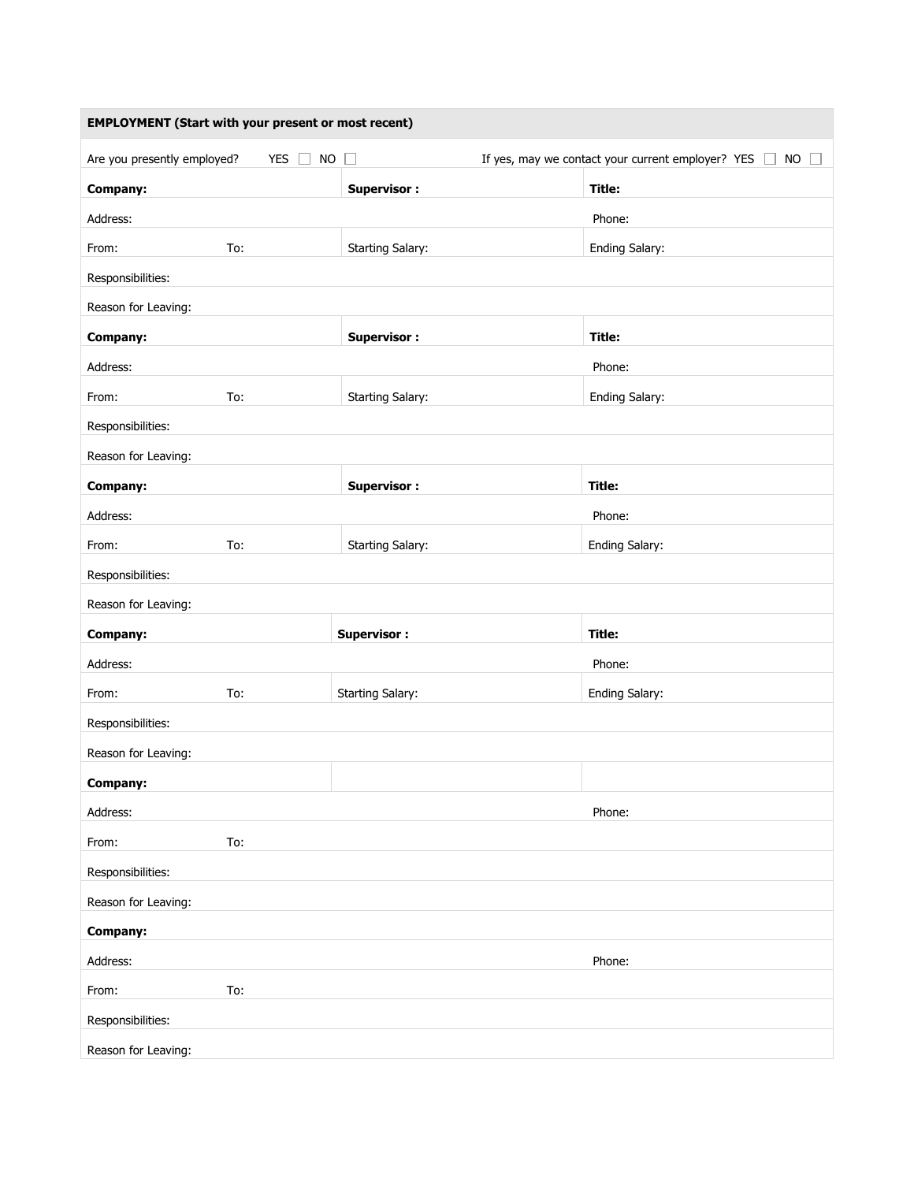## EMPLOYMENT (Start with your present or most recent)

Are you presently employed? YES ☐ NO ☐ If yes, may we contact your current employer? YES ☐ NO ☐

| **Company:** | | **Supervisor :** | **Title:** |
|---|---|---|---|
| Address: | | | Phone: |
| From: | To: | Starting Salary: | Ending Salary: |
| Responsibilities: | | | |
| Reason for Leaving: | | | |
| **Company:** | | **Supervisor :** | **Title:** |
| Address: | | | Phone: |
| From: | To: | Starting Salary: | Ending Salary: |
| Responsibilities: | | | |
| Reason for Leaving: | | | |
| **Company:** | | **Supervisor :** | **Title:** |
| Address: | | | Phone: |
| From: | To: | Starting Salary: | Ending Salary: |
| Responsibilities: | | | |
| Reason for Leaving: | | | |
| **Company:** | | **Supervisor :** | **Title:** |
| Address: | | | Phone: |
| From: | To: | Starting Salary: | Ending Salary: |
| Responsibilities: | | | |
| Reason for Leaving: | | | |
| **Company:** | | | |
| Address: | | | Phone: |
| From: | To: | | |
| Responsibilities: | | | |
| Reason for Leaving: | | | |
| **Company:** | | | |
| Address: | | | Phone: |
| From: | To: | | |
| Responsibilities: | | | |
| Reason for Leaving: | | | |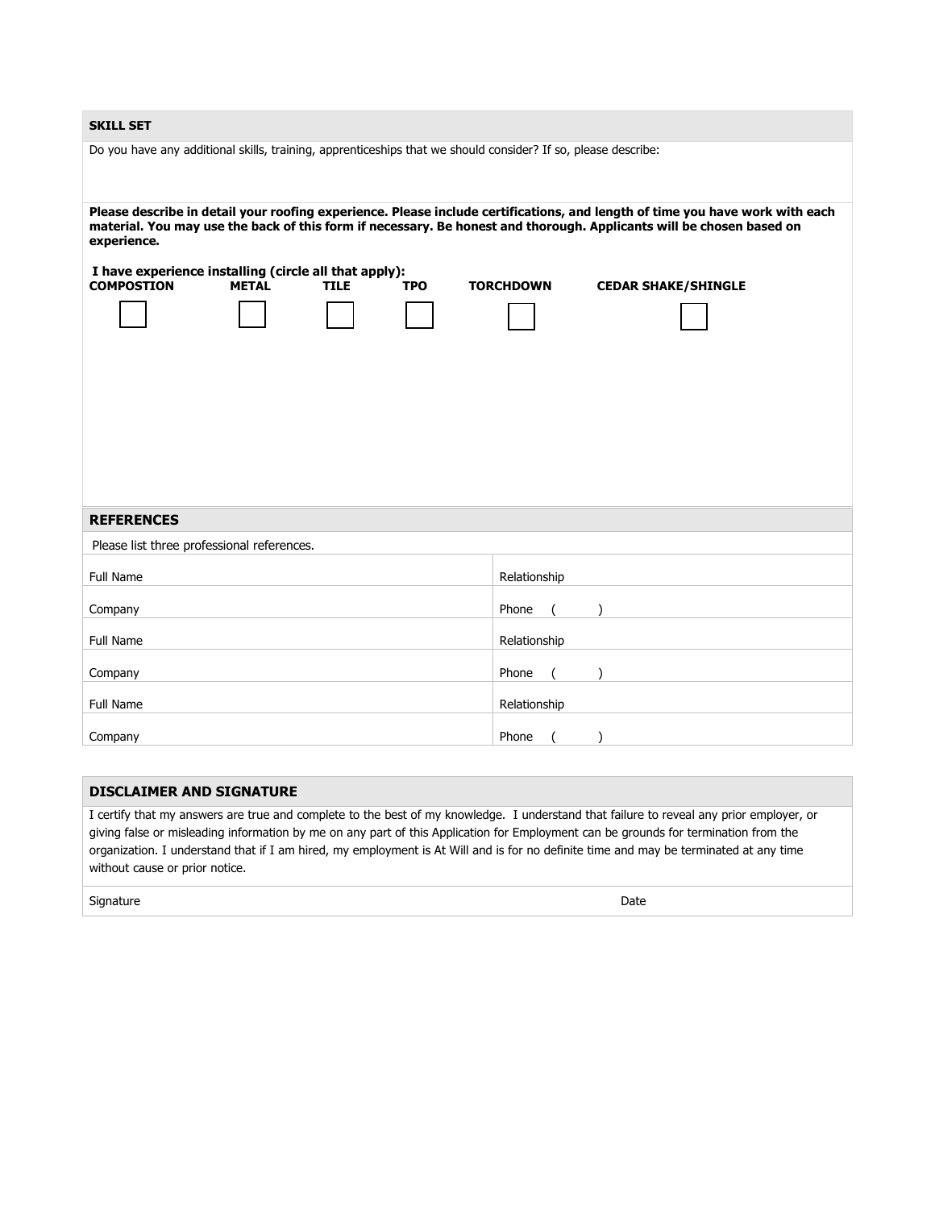## SKILL SET

Do you have any additional skills, training, apprenticeships that we should consider? If so, please describe:

**Please describe in detail your roofing experience. Please include certifications, and length of time you have work with each material. You may use the back of this form if necessary. Be honest and thorough. Applicants will be chosen based on experience.**

**I have experience installing (circle all that apply):**

| COMPOSTION | METAL | TILE | TPO | TORCHDOWN | CEDAR SHAKE/SHINGLE |
|---|---|---|---|---|---|
| ☐ | ☐ | ☐ | ☐ | ☐ | ☐ |

## REFERENCES

Please list three professional references.

| | |
|---|---|
| Full Name | Relationship |
| Company | Phone ( ) |
| Full Name | Relationship |
| Company | Phone ( ) |
| Full Name | Relationship |
| Company | Phone ( ) |

## DISCLAIMER AND SIGNATURE

I certify that my answers are true and complete to the best of my knowledge. I understand that failure to reveal any prior employer, or giving false or misleading information by me on any part of this Application for Employment can be grounds for termination from the organization. I understand that if I am hired, my employment is At Will and is for no definite time and may be terminated at any time without cause or prior notice.

| | |
|---|---|
| Signature | Date |